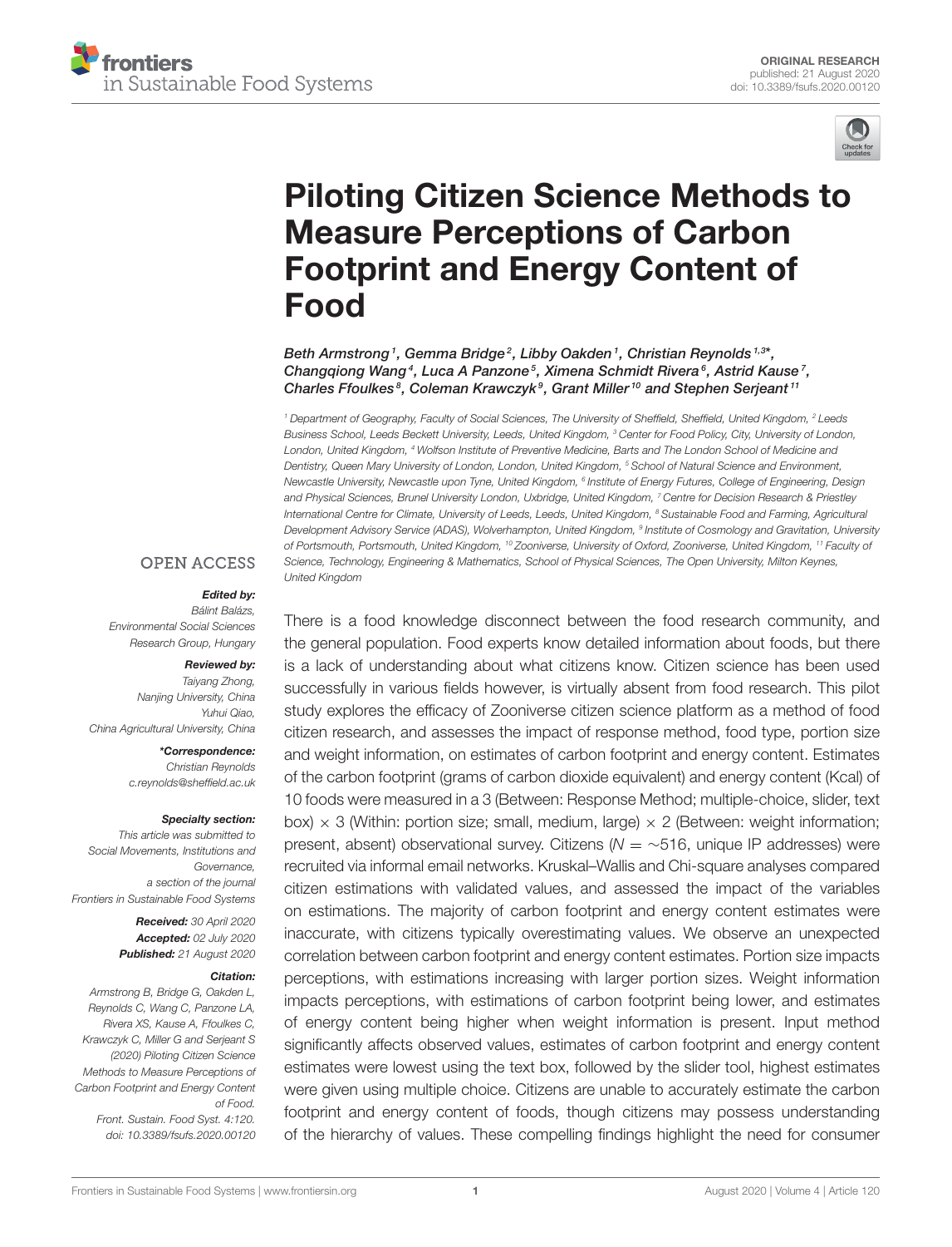ORIGINAL RESEARCH
published: 21 August 2020
doi: 10.3389/fsufs.2020.00120

# Piloting Citizen Science Methods to Measure Perceptions of Carbon Footprint and Energy Content of Food

Beth Armstrong[1], Gemma Bridge[2], Libby Oakden[1], Christian Reynolds[1,3]*, Changqiong Wang[4], Luca A Panzone[5], Ximena Schmidt Rivera[6], Astrid Kause[7], Charles Ffoulkes[8], Coleman Krawczyk[9], Grant Miller[10] and Stephen Serjeant[11]

[1] Department of Geography, Faculty of Social Sciences, The University of Sheffield, Sheffield, United Kingdom, [2] Leeds Business School, Leeds Beckett University, Leeds, United Kingdom, [3] Center for Food Policy, City, University of London, London, United Kingdom, [4] Wolfson Institute of Preventive Medicine, Barts and The London School of Medicine and Dentistry, Queen Mary University of London, London, United Kingdom, [5] School of Natural Science and Environment, Newcastle University, Newcastle upon Tyne, United Kingdom, [6] Institute of Energy Futures, College of Engineering, Design and Physical Sciences, Brunel University London, Uxbridge, United Kingdom, [7] Centre for Decision Research & Priestley International Centre for Climate, University of Leeds, Leeds, United Kingdom, [8] Sustainable Food and Farming, Agricultural Development Advisory Service (ADAS), Wolverhampton, United Kingdom, [9] Institute of Cosmology and Gravitation, University of Portsmouth, Portsmouth, United Kingdom, [10] Zooniverse, University of Oxford, Zooniverse, United Kingdom, [11] Faculty of Science, Technology, Engineering & Mathematics, School of Physical Sciences, The Open University, Milton Keynes, United Kingdom

OPEN ACCESS

**Edited by:**
*Bálint Balázs, Environmental Social Sciences Research Group, Hungary*

**Reviewed by:**
*Taiyang Zhong, Nanjing University, China*
*Yuhui Qiao, China Agricultural University, China*

***Correspondence:**
*Christian Reynolds*
*c.reynolds@sheffield.ac.uk*

**Specialty section:**
*This article was submitted to Social Movements, Institutions and Governance, a section of the journal Frontiers in Sustainable Food Systems*

**Received:** *30 April 2020*
**Accepted:** *02 July 2020*
**Published:** *21 August 2020*

**Citation:**
*Armstrong B, Bridge G, Oakden L, Reynolds C, Wang C, Panzone LA, Rivera XS, Kause A, Ffoulkes C, Krawczyk C, Miller G and Serjeant S (2020) Piloting Citizen Science Methods to Measure Perceptions of Carbon Footprint and Energy Content of Food. Front. Sustain. Food Syst. 4:120. doi: 10.3389/fsufs.2020.00120*

There is a food knowledge disconnect between the food research community, and the general population. Food experts know detailed information about foods, but there is a lack of understanding about what citizens know. Citizen science has been used successfully in various fields however, is virtually absent from food research. This pilot study explores the efficacy of Zooniverse citizen science platform as a method of food citizen research, and assesses the impact of response method, food type, portion size and weight information, on estimates of carbon footprint and energy content. Estimates of the carbon footprint (grams of carbon dioxide equivalent) and energy content (Kcal) of 10 foods were measured in a 3 (Between: Response Method; multiple-choice, slider, text box) × 3 (Within: portion size; small, medium, large) × 2 (Between: weight information; present, absent) observational survey. Citizens ($N = \sim516$, unique IP addresses) were recruited via informal email networks. Kruskal–Wallis and Chi-square analyses compared citizen estimations with validated values, and assessed the impact of the variables on estimations. The majority of carbon footprint and energy content estimates were inaccurate, with citizens typically overestimating values. We observe an unexpected correlation between carbon footprint and energy content estimates. Portion size impacts perceptions, with estimations increasing with larger portion sizes. Weight information impacts perceptions, with estimations of carbon footprint being lower, and estimates of energy content being higher when weight information is present. Input method significantly affects observed values, estimates of carbon footprint and energy content estimates were lowest using the text box, followed by the slider tool, highest estimates were given using multiple choice. Citizens are unable to accurately estimate the carbon footprint and energy content of foods, though citizens may possess understanding of the hierarchy of values. These compelling findings highlight the need for consumer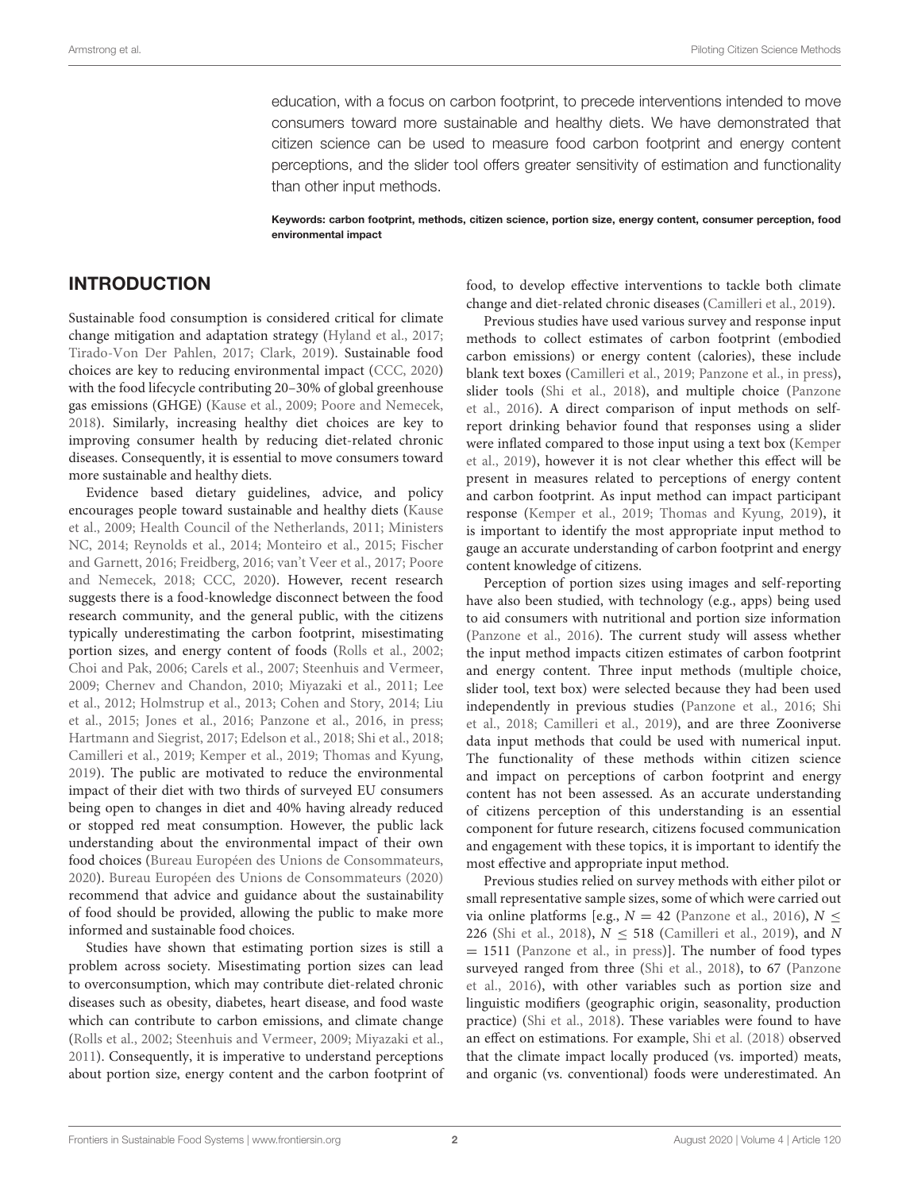education, with a focus on carbon footprint, to precede interventions intended to move consumers toward more sustainable and healthy diets. We have demonstrated that citizen science can be used to measure food carbon footprint and energy content perceptions, and the slider tool offers greater sensitivity of estimation and functionality than other input methods.

**Keywords: carbon footprint, methods, citizen science, portion size, energy content, consumer perception, food environmental impact**

## INTRODUCTION

Sustainable food consumption is considered critical for climate change mitigation and adaptation strategy (Hyland et al., 2017; Tirado-Von Der Pahlen, 2017; Clark, 2019). Sustainable food choices are key to reducing environmental impact (CCC, 2020) with the food lifecycle contributing 20–30% of global greenhouse gas emissions (GHGE) (Kause et al., 2009; Poore and Nemecek, 2018). Similarly, increasing healthy diet choices are key to improving consumer health by reducing diet-related chronic diseases. Consequently, it is essential to move consumers toward more sustainable and healthy diets.

Evidence based dietary guidelines, advice, and policy encourages people toward sustainable and healthy diets (Kause et al., 2009; Health Council of the Netherlands, 2011; Ministers NC, 2014; Reynolds et al., 2014; Monteiro et al., 2015; Fischer and Garnett, 2016; Freidberg, 2016; van't Veer et al., 2017; Poore and Nemecek, 2018; CCC, 2020). However, recent research suggests there is a food-knowledge disconnect between the food research community, and the general public, with the citizens typically underestimating the carbon footprint, misestimating portion sizes, and energy content of foods (Rolls et al., 2002; Choi and Pak, 2006; Carels et al., 2007; Steenhuis and Vermeer, 2009; Chernev and Chandon, 2010; Miyazaki et al., 2011; Lee et al., 2012; Holmstrup et al., 2013; Cohen and Story, 2014; Liu et al., 2015; Jones et al., 2016; Panzone et al., 2016, in press; Hartmann and Siegrist, 2017; Edelson et al., 2018; Shi et al., 2018; Camilleri et al., 2019; Kemper et al., 2019; Thomas and Kyung, 2019). The public are motivated to reduce the environmental impact of their diet with two thirds of surveyed EU consumers being open to changes in diet and 40% having already reduced or stopped red meat consumption. However, the public lack understanding about the environmental impact of their own food choices (Bureau Européen des Unions de Consommateurs, 2020). Bureau Européen des Unions de Consommateurs (2020) recommend that advice and guidance about the sustainability of food should be provided, allowing the public to make more informed and sustainable food choices.

Studies have shown that estimating portion sizes is still a problem across society. Misestimating portion sizes can lead to overconsumption, which may contribute diet-related chronic diseases such as obesity, diabetes, heart disease, and food waste which can contribute to carbon emissions, and climate change (Rolls et al., 2002; Steenhuis and Vermeer, 2009; Miyazaki et al., 2011). Consequently, it is imperative to understand perceptions about portion size, energy content and the carbon footprint of food, to develop effective interventions to tackle both climate change and diet-related chronic diseases (Camilleri et al., 2019).

Previous studies have used various survey and response input methods to collect estimates of carbon footprint (embodied carbon emissions) or energy content (calories), these include blank text boxes (Camilleri et al., 2019; Panzone et al., in press), slider tools (Shi et al., 2018), and multiple choice (Panzone et al., 2016). A direct comparison of input methods on self-report drinking behavior found that responses using a slider were inflated compared to those input using a text box (Kemper et al., 2019), however it is not clear whether this effect will be present in measures related to perceptions of energy content and carbon footprint. As input method can impact participant response (Kemper et al., 2019; Thomas and Kyung, 2019), it is important to identify the most appropriate input method to gauge an accurate understanding of carbon footprint and energy content knowledge of citizens.

Perception of portion sizes using images and self-reporting have also been studied, with technology (e.g., apps) being used to aid consumers with nutritional and portion size information (Panzone et al., 2016). The current study will assess whether the input method impacts citizen estimates of carbon footprint and energy content. Three input methods (multiple choice, slider tool, text box) were selected because they had been used independently in previous studies (Panzone et al., 2016; Shi et al., 2018; Camilleri et al., 2019), and are three Zooniverse data input methods that could be used with numerical input. The functionality of these methods within citizen science and impact on perceptions of carbon footprint and energy content has not been assessed. As an accurate understanding of citizens perception of this understanding is an essential component for future research, citizens focused communication and engagement with these topics, it is important to identify the most effective and appropriate input method.

Previous studies relied on survey methods with either pilot or small representative sample sizes, some of which were carried out via online platforms [e.g., $N = 42$ (Panzone et al., 2016), $N \leq 226$ (Shi et al., 2018), $N \leq 518$ (Camilleri et al., 2019), and $N = 1511$ (Panzone et al., in press)]. The number of food types surveyed ranged from three (Shi et al., 2018), to 67 (Panzone et al., 2016), with other variables such as portion size and linguistic modifiers (geographic origin, seasonality, production practice) (Shi et al., 2018). These variables were found to have an effect on estimations. For example, Shi et al. (2018) observed that the climate impact locally produced (vs. imported) meats, and organic (vs. conventional) foods were underestimated. An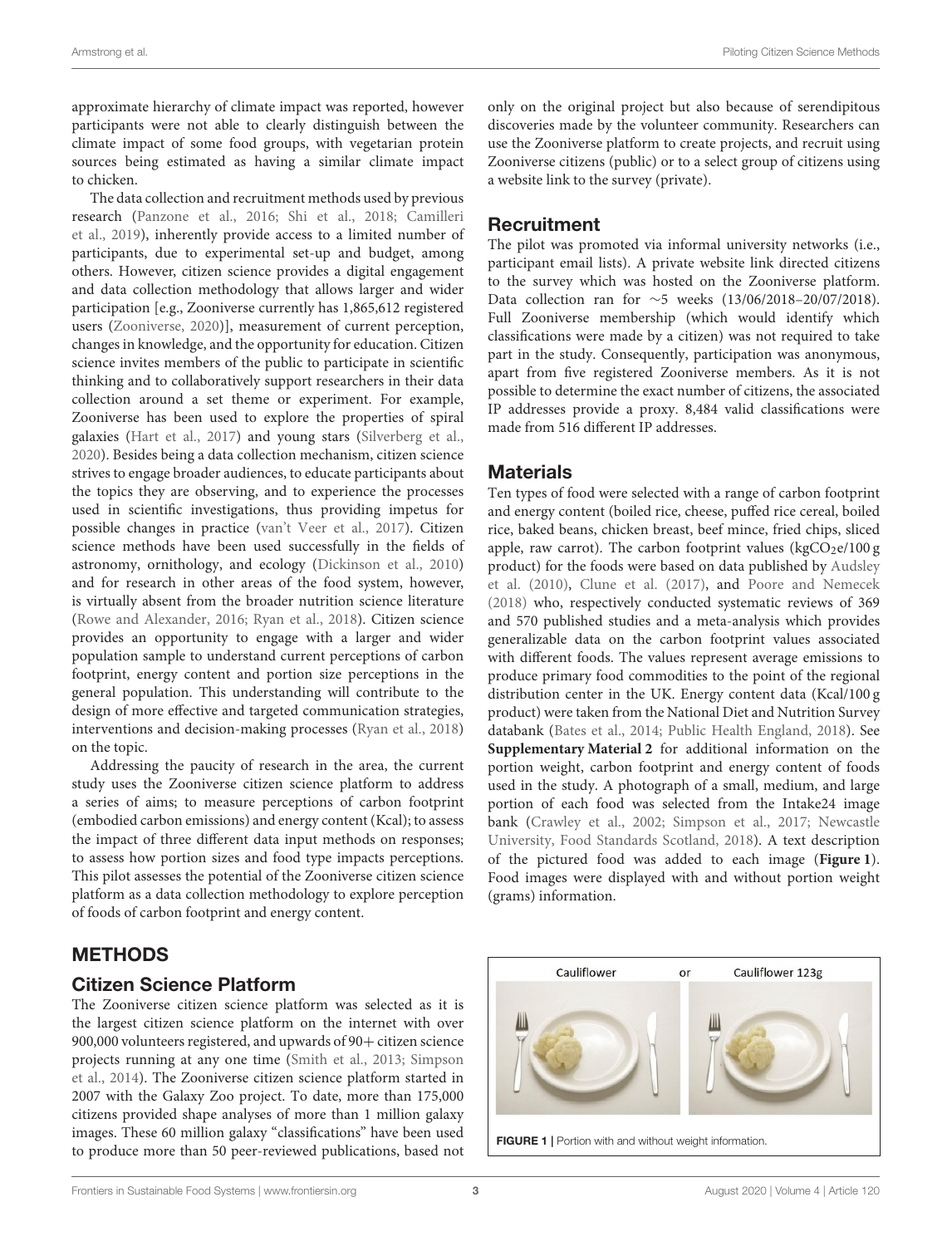approximate hierarchy of climate impact was reported, however participants were not able to clearly distinguish between the climate impact of some food groups, with vegetarian protein sources being estimated as having a similar climate impact to chicken.

The data collection and recruitment methods used by previous research (Panzone et al., 2016; Shi et al., 2018; Camilleri et al., 2019), inherently provide access to a limited number of participants, due to experimental set-up and budget, among others. However, citizen science provides a digital engagement and data collection methodology that allows larger and wider participation [e.g., Zooniverse currently has 1,865,612 registered users (Zooniverse, 2020)], measurement of current perception, changes in knowledge, and the opportunity for education. Citizen science invites members of the public to participate in scientific thinking and to collaboratively support researchers in their data collection around a set theme or experiment. For example, Zooniverse has been used to explore the properties of spiral galaxies (Hart et al., 2017) and young stars (Silverberg et al., 2020). Besides being a data collection mechanism, citizen science strives to engage broader audiences, to educate participants about the topics they are observing, and to experience the processes used in scientific investigations, thus providing impetus for possible changes in practice (van't Veer et al., 2017). Citizen science methods have been used successfully in the fields of astronomy, ornithology, and ecology (Dickinson et al., 2010) and for research in other areas of the food system, however, is virtually absent from the broader nutrition science literature (Rowe and Alexander, 2016; Ryan et al., 2018). Citizen science provides an opportunity to engage with a larger and wider population sample to understand current perceptions of carbon footprint, energy content and portion size perceptions in the general population. This understanding will contribute to the design of more effective and targeted communication strategies, interventions and decision-making processes (Ryan et al., 2018) on the topic.

Addressing the paucity of research in the area, the current study uses the Zooniverse citizen science platform to address a series of aims; to measure perceptions of carbon footprint (embodied carbon emissions) and energy content (Kcal); to assess the impact of three different data input methods on responses; to assess how portion sizes and food type impacts perceptions. This pilot assesses the potential of the Zooniverse citizen science platform as a data collection methodology to explore perception of foods of carbon footprint and energy content.

# METHODS

## Citizen Science Platform

The Zooniverse citizen science platform was selected as it is the largest citizen science platform on the internet with over 900,000 volunteers registered, and upwards of 90+ citizen science projects running at any one time (Smith et al., 2013; Simpson et al., 2014). The Zooniverse citizen science platform started in 2007 with the Galaxy Zoo project. To date, more than 175,000 citizens provided shape analyses of more than 1 million galaxy images. These 60 million galaxy "classifications" have been used to produce more than 50 peer-reviewed publications, based not only on the original project but also because of serendipitous discoveries made by the volunteer community. Researchers can use the Zooniverse platform to create projects, and recruit using Zooniverse citizens (public) or to a select group of citizens using a website link to the survey (private).

## Recruitment

The pilot was promoted via informal university networks (i.e., participant email lists). A private website link directed citizens to the survey which was hosted on the Zooniverse platform. Data collection ran for ~5 weeks (13/06/2018–20/07/2018). Full Zooniverse membership (which would identify which classifications were made by a citizen) was not required to take part in the study. Consequently, participation was anonymous, apart from five registered Zooniverse members. As it is not possible to determine the exact number of citizens, the associated IP addresses provide a proxy. 8,484 valid classifications were made from 516 different IP addresses.

## Materials

Ten types of food were selected with a range of carbon footprint and energy content (boiled rice, cheese, puffed rice cereal, boiled rice, baked beans, chicken breast, beef mince, fried chips, sliced apple, raw carrot). The carbon footprint values ($kgCO_2e$/100 g product) for the foods were based on data published by Audsley et al. (2010), Clune et al. (2017), and Poore and Nemecek (2018) who, respectively conducted systematic reviews of 369 and 570 published studies and a meta-analysis which provides generalizable data on the carbon footprint values associated with different foods. The values represent average emissions to produce primary food commodities to the point of the regional distribution center in the UK. Energy content data (Kcal/100 g product) were taken from the National Diet and Nutrition Survey databank (Bates et al., 2014; Public Health England, 2018). See **Supplementary Material 2** for additional information on the portion weight, carbon footprint and energy content of foods used in the study. A photograph of a small, medium, and large portion of each food was selected from the Intake24 image bank (Crawley et al., 2002; Simpson et al., 2017; Newcastle University, Food Standards Scotland, 2018). A text description of the pictured food was added to each image (**Figure 1**). Food images were displayed with and without portion weight (grams) information.

**FIGURE 1** | Portion with and without weight information.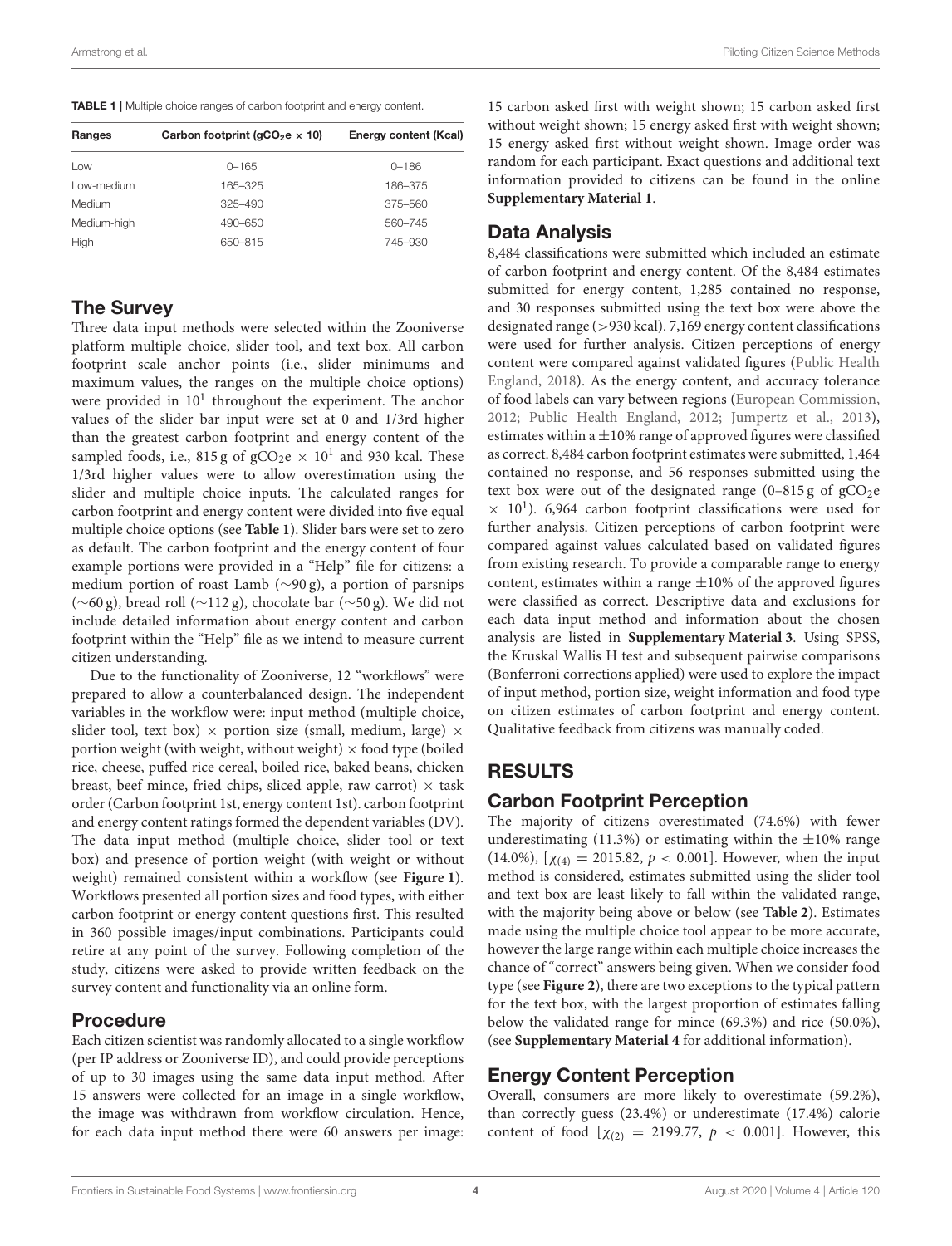**TABLE 1** | Multiple choice ranges of carbon footprint and energy content.

| Ranges | Carbon footprint ($gCO_2e \times 10$) | Energy content (Kcal) |
|---|---|---|
| Low | 0–165 | 0–186 |
| Low-medium | 165–325 | 186–375 |
| Medium | 325–490 | 375–560 |
| Medium-high | 490–650 | 560–745 |
| High | 650–815 | 745–930 |

## The Survey

Three data input methods were selected within the Zooniverse platform multiple choice, slider tool, and text box. All carbon footprint scale anchor points (i.e., slider minimums and maximum values, the ranges on the multiple choice options) were provided in $10^1$ throughout the experiment. The anchor values of the slider bar input were set at 0 and 1/3rd higher than the greatest carbon footprint and energy content of the sampled foods, i.e., 815 g of $gCO_2e \times 10^1$ and 930 kcal. These 1/3rd higher values were to allow overestimation using the slider and multiple choice inputs. The calculated ranges for carbon footprint and energy content were divided into five equal multiple choice options (see **Table 1**). Slider bars were set to zero as default. The carbon footprint and the energy content of four example portions were provided in a "Help" file for citizens: a medium portion of roast Lamb (~90 g), a portion of parsnips (~60 g), bread roll (~112 g), chocolate bar (~50 g). We did not include detailed information about energy content and carbon footprint within the "Help" file as we intend to measure current citizen understanding.

Due to the functionality of Zooniverse, 12 "workflows" were prepared to allow a counterbalanced design. The independent variables in the workflow were: input method (multiple choice, slider tool, text box) × portion size (small, medium, large) × portion weight (with weight, without weight) × food type (boiled rice, cheese, puffed rice cereal, boiled rice, baked beans, chicken breast, beef mince, fried chips, sliced apple, raw carrot) × task order (Carbon footprint 1st, energy content 1st). carbon footprint and energy content ratings formed the dependent variables (DV). The data input method (multiple choice, slider tool or text box) and presence of portion weight (with weight or without weight) remained consistent within a workflow (see **Figure 1**). Workflows presented all portion sizes and food types, with either carbon footprint or energy content questions first. This resulted in 360 possible images/input combinations. Participants could retire at any point of the survey. Following completion of the study, citizens were asked to provide written feedback on the survey content and functionality via an online form.

## Procedure

Each citizen scientist was randomly allocated to a single workflow (per IP address or Zooniverse ID), and could provide perceptions of up to 30 images using the same data input method. After 15 answers were collected for an image in a single workflow, the image was withdrawn from workflow circulation. Hence, for each data input method there were 60 answers per image: 15 carbon asked first with weight shown; 15 carbon asked first without weight shown; 15 energy asked first with weight shown; 15 energy asked first without weight shown. Image order was random for each participant. Exact questions and additional text information provided to citizens can be found in the online **Supplementary Material 1**.

## Data Analysis

8,484 classifications were submitted which included an estimate of carbon footprint and energy content. Of the 8,484 estimates submitted for energy content, 1,285 contained no response, and 30 responses submitted using the text box were above the designated range (>930 kcal). 7,169 energy content classifications were used for further analysis. Citizen perceptions of energy content were compared against validated figures (Public Health England, 2018). As the energy content, and accuracy tolerance of food labels can vary between regions (European Commission, 2012; Public Health England, 2012; Jumpertz et al., 2013), estimates within a ±10% range of approved figures were classified as correct. 8,484 carbon footprint estimates were submitted, 1,464 contained no response, and 56 responses submitted using the text box were out of the designated range (0–815 g of $gCO_2e \times 10^1$). 6,964 carbon footprint classifications were used for further analysis. Citizen perceptions of carbon footprint were compared against values calculated based on validated figures from existing research. To provide a comparable range to energy content, estimates within a range ±10% of the approved figures were classified as correct. Descriptive data and exclusions for each data input method and information about the chosen analysis are listed in **Supplementary Material 3**. Using SPSS, the Kruskal Wallis H test and subsequent pairwise comparisons (Bonferroni corrections applied) were used to explore the impact of input method, portion size, weight information and food type on citizen estimates of carbon footprint and energy content. Qualitative feedback from citizens was manually coded.

# RESULTS

## Carbon Footprint Perception

The majority of citizens overestimated (74.6%) with fewer underestimating (11.3%) or estimating within the ±10% range (14.0%), [$\chi_{(4)} = 2015.82$, $p < 0.001$]. However, when the input method is considered, estimates submitted using the slider tool and text box are least likely to fall within the validated range, with the majority being above or below (see **Table 2**). Estimates made using the multiple choice tool appear to be more accurate, however the large range within each multiple choice increases the chance of "correct" answers being given. When we consider food type (see **Figure 2**), there are two exceptions to the typical pattern for the text box, with the largest proportion of estimates falling below the validated range for mince (69.3%) and rice (50.0%), (see **Supplementary Material 4** for additional information).

## Energy Content Perception

Overall, consumers are more likely to overestimate (59.2%), than correctly guess (23.4%) or underestimate (17.4%) calorie content of food [$\chi_{(2)} = 2199.77$, $p < 0.001$]. However, this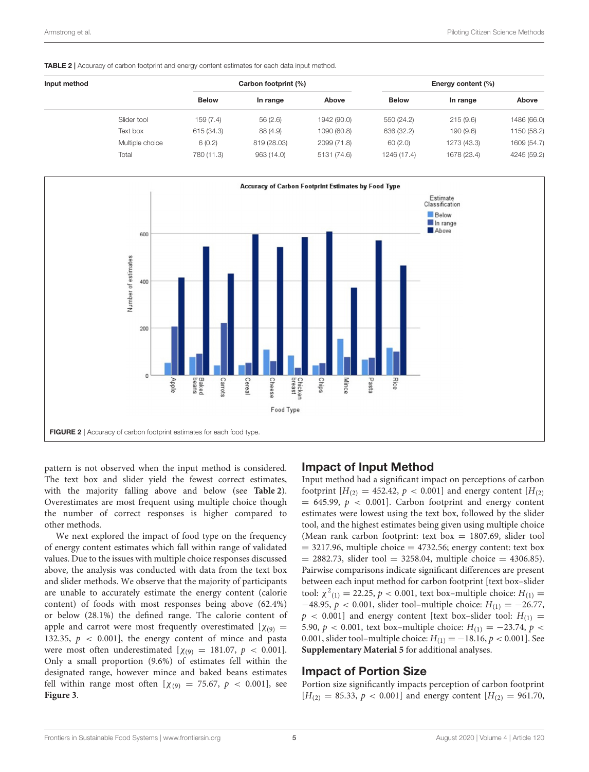**TABLE 2** | Accuracy of carbon footprint and energy content estimates for each data input method.

| Input method | Carbon footprint (%) | | | Energy content (%) | | |
|---|---|---|---|---|---|---|
| | Below | In range | Above | Below | In range | Above |
| Slider tool | 159 (7.4) | 56 (2.6) | 1942 (90.0) | 550 (24.2) | 215 (9.6) | 1486 (66.0) |
| Text box | 615 (34.3) | 88 (4.9) | 1090 (60.8) | 636 (32.2) | 190 (9.6) | 1150 (58.2) |
| Multiple choice | 6 (0.2) | 819 (28.03) | 2099 (71.8) | 60 (2.0) | 1273 (43.3) | 1609 (54.7) |
| Total | 780 (11.3) | 963 (14.0) | 5131 (74.6) | 1246 (17.4) | 1678 (23.4) | 4245 (59.2) |

**FIGURE 2** | Accuracy of carbon footprint estimates for each food type.

pattern is not observed when the input method is considered. The text box and slider yield the fewest correct estimates, with the majority falling above and below (see **Table 2**). Overestimates are most frequent using multiple choice though the number of correct responses is higher compared to other methods.

We next explored the impact of food type on the frequency of energy content estimates which fall within range of validated values. Due to the issues with multiple choice responses discussed above, the analysis was conducted with data from the text box and slider methods. We observe that the majority of participants are unable to accurately estimate the energy content (calorie content) of foods with most responses being above (62.4%) or below (28.1%) the defined range. The calorie content of apple and carrot were most frequently overestimated [$\chi_{(9)} = 132.35$, $p < 0.001$], the energy content of mince and pasta were most often underestimated [$\chi_{(9)} = 181.07$, $p < 0.001$]. Only a small proportion (9.6%) of estimates fell within the designated range, however mince and baked beans estimates fell within range most often [$\chi_{(9)} = 75.67$, $p < 0.001$], see **Figure 3**.

## Impact of Input Method

Input method had a significant impact on perceptions of carbon footprint [$H_{(2)} = 452.42$, $p < 0.001$] and energy content [$H_{(2)} = 645.99$, $p < 0.001$]. Carbon footprint and energy content estimates were lowest using the text box, followed by the slider tool, and the highest estimates being given using multiple choice (Mean rank carbon footprint: text box = 1807.69, slider tool = 3217.96, multiple choice = 4732.56; energy content: text box = 2882.73, slider tool = 3258.04, multiple choice = 4306.85). Pairwise comparisons indicate significant differences are present between each input method for carbon footprint [text box–slider tool: $\chi^2_{(1)} = 22.25$, $p < 0.001$, text box–multiple choice: $H_{(1)} = -48.95$, $p < 0.001$, slider tool–multiple choice: $H_{(1)} = -26.77$, $p < 0.001$] and energy content [text box–slider tool: $H_{(1)} = 5.90$, $p < 0.001$, text box–multiple choice: $H_{(1)} = -23.74$, $p < 0.001$, slider tool–multiple choice: $H_{(1)} = -18.16$, $p < 0.001$]. See **Supplementary Material 5** for additional analyses.

## Impact of Portion Size

Portion size significantly impacts perception of carbon footprint [$H_{(2)} = 85.33$, $p < 0.001$] and energy content [$H_{(2)} = 961.70$,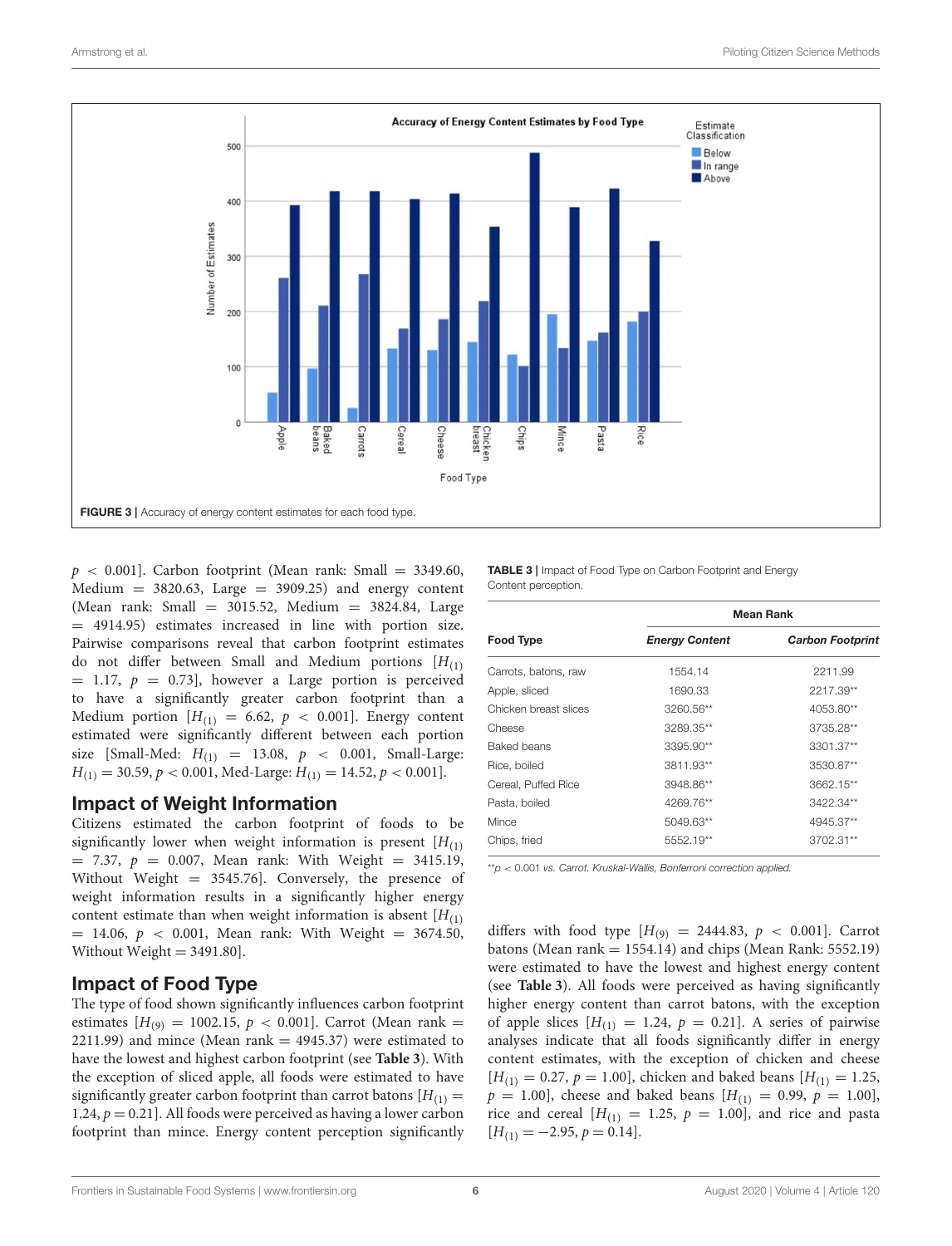**FIGURE 3 |** Accuracy of energy content estimates for each food type.

$p < 0.001$]. Carbon footprint (Mean rank: Small = 3349.60, Medium = 3820.63, Large = 3909.25) and energy content (Mean rank: Small = 3015.52, Medium = 3824.84, Large = 4914.95) estimates increased in line with portion size. Pairwise comparisons reveal that carbon footprint estimates do not differ between Small and Medium portions [$H_{(1)} = 1.17$, $p = 0.73$], however a Large portion is perceived to have a significantly greater carbon footprint than a Medium portion [$H_{(1)} = 6.62$, $p < 0.001$]. Energy content estimated were significantly different between each portion size [Small-Med: $H_{(1)} = 13.08$, $p < 0.001$, Small-Large: $H_{(1)} = 30.59$, $p < 0.001$, Med-Large: $H_{(1)} = 14.52$, $p < 0.001$].

## Impact of Weight Information

Citizens estimated the carbon footprint of foods to be significantly lower when weight information is present [$H_{(1)} = 7.37$, $p = 0.007$, Mean rank: With Weight = 3415.19, Without Weight = 3545.76]. Conversely, the presence of weight information results in a significantly higher energy content estimate than when weight information is absent [$H_{(1)} = 14.06$, $p < 0.001$, Mean rank: With Weight = 3674.50, Without Weight = 3491.80].

## Impact of Food Type

The type of food shown significantly influences carbon footprint estimates [$H_{(9)} = 1002.15$, $p < 0.001$]. Carrot (Mean rank = 2211.99) and mince (Mean rank = 4945.37) were estimated to have the lowest and highest carbon footprint (see **Table 3**). With the exception of sliced apple, all foods were estimated to have significantly greater carbon footprint than carrot batons [$H_{(1)} = 1.24$, $p = 0.21$]. All foods were perceived as having a lower carbon footprint than mince. Energy content perception significantly differs with food type [$H_{(9)} = 2444.83$, $p < 0.001$]. Carrot batons (Mean rank = 1554.14) and chips (Mean Rank: 5552.19) were estimated to have the lowest and highest energy content (see **Table 3**). All foods were perceived as having significantly higher energy content than carrot batons, with the exception of apple slices [$H_{(1)} = 1.24$, $p = 0.21$]. A series of pairwise analyses indicate that all foods significantly differ in energy content estimates, with the exception of chicken and cheese [$H_{(1)} = 0.27$, $p = 1.00$], chicken and baked beans [$H_{(1)} = 1.25$, $p = 1.00$], cheese and baked beans [$H_{(1)} = 0.99$, $p = 1.00$], rice and cereal [$H_{(1)} = 1.25$, $p = 1.00$], and rice and pasta [$H_{(1)} = -2.95$, $p = 0.14$].

**TABLE 3 |** Impact of Food Type on Carbon Footprint and Energy Content perception.

| | Mean Rank | |
|---|---|---|
| **Food Type** | ***Energy Content*** | ***Carbon Footprint*** |
| Carrots, batons, raw | 1554.14 | 2211.99 |
| Apple, sliced | 1690.33 | 2217.39** |
| Chicken breast slices | 3260.56** | 4053.80** |
| Cheese | 3289.35** | 3735.28** |
| Baked beans | 3395.90** | 3301.37** |
| Rice, boiled | 3811.93** | 3530.87** |
| Cereal, Puffed Rice | 3948.86** | 3662.15** |
| Pasta, boiled | 4269.76** | 3422.34** |
| Mince | 5049.63** | 4945.37** |
| Chips, fried | 5552.19** | 3702.31** |

**$p < 0.001$ *vs. Carrot. Kruskal-Wallis, Bonferroni correction applied.*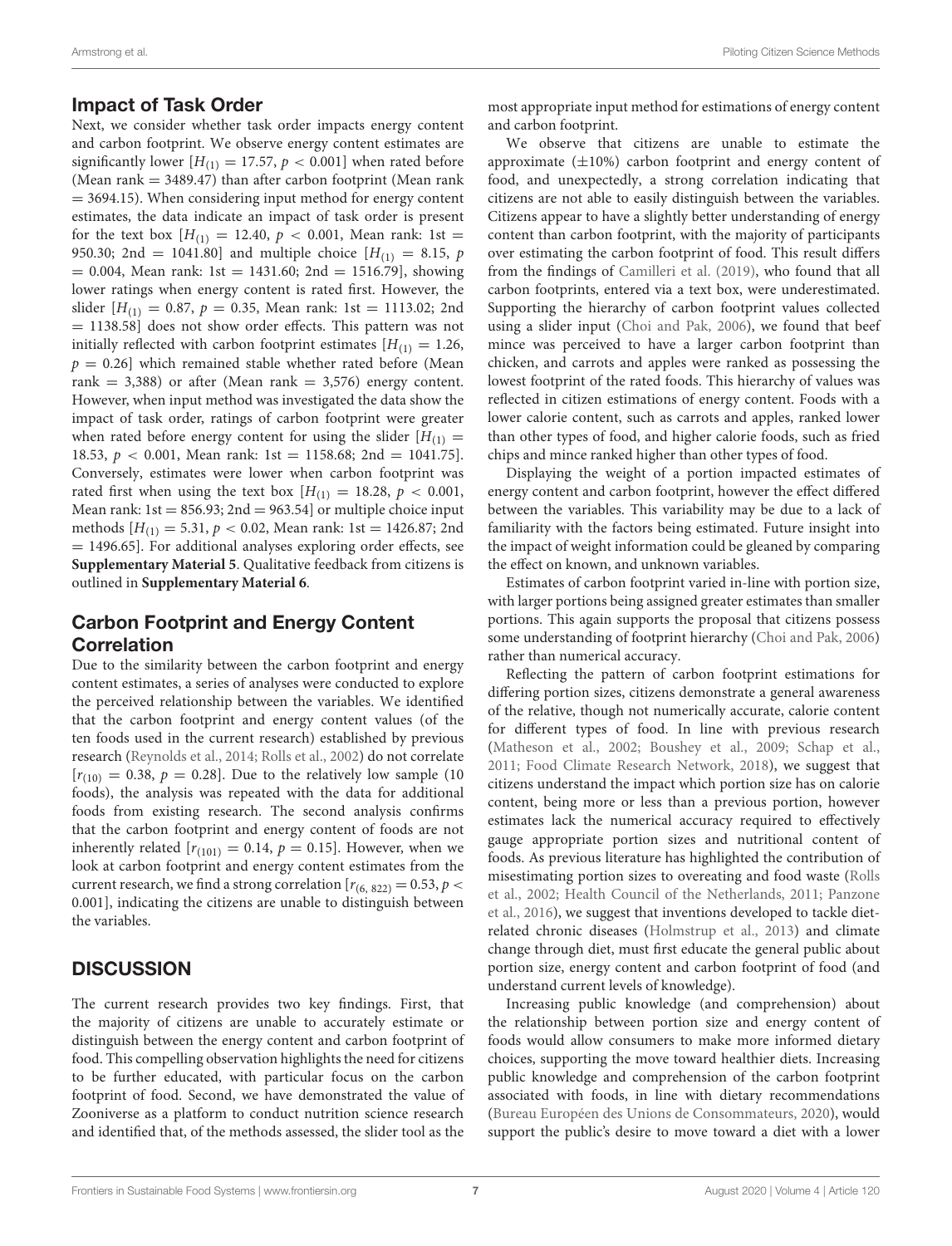## Impact of Task Order

Next, we consider whether task order impacts energy content and carbon footprint. We observe energy content estimates are significantly lower [$H_{(1)} = 17.57$, $p < 0.001$] when rated before (Mean rank = 3489.47) than after carbon footprint (Mean rank = 3694.15). When considering input method for energy content estimates, the data indicate an impact of task order is present for the text box [$H_{(1)} = 12.40$, $p < 0.001$, Mean rank: 1st = 950.30; 2nd = 1041.80] and multiple choice [$H_{(1)} = 8.15$, $p = 0.004$, Mean rank: 1st = 1431.60; 2nd = 1516.79], showing lower ratings when energy content is rated first. However, the slider [$H_{(1)} = 0.87$, $p = 0.35$, Mean rank: 1st = 1113.02; 2nd = 1138.58] does not show order effects. This pattern was not initially reflected with carbon footprint estimates [$H_{(1)} = 1.26$, $p = 0.26$] which remained stable whether rated before (Mean rank = 3,388) or after (Mean rank = 3,576) energy content. However, when input method was investigated the data show the impact of task order, ratings of carbon footprint were greater when rated before energy content for using the slider [$H_{(1)} = 18.53$, $p < 0.001$, Mean rank: 1st = 1158.68; 2nd = 1041.75]. Conversely, estimates were lower when carbon footprint was rated first when using the text box [$H_{(1)} = 18.28$, $p < 0.001$, Mean rank: 1st = 856.93; 2nd = 963.54] or multiple choice input methods [$H_{(1)} = 5.31$, $p < 0.02$, Mean rank: 1st = 1426.87; 2nd = 1496.65]. For additional analyses exploring order effects, see **Supplementary Material 5**. Qualitative feedback from citizens is outlined in **Supplementary Material 6**.

## Carbon Footprint and Energy Content Correlation

Due to the similarity between the carbon footprint and energy content estimates, a series of analyses were conducted to explore the perceived relationship between the variables. We identified that the carbon footprint and energy content values (of the ten foods used in the current research) established by previous research (Reynolds et al., 2014; Rolls et al., 2002) do not correlate [$r_{(10)} = 0.38$, $p = 0.28$]. Due to the relatively low sample (10 foods), the analysis was repeated with the data for additional foods from existing research. The second analysis confirms that the carbon footprint and energy content of foods are not inherently related [$r_{(101)} = 0.14$, $p = 0.15$]. However, when we look at carbon footprint and energy content estimates from the current research, we find a strong correlation [$r_{(6,\ 822)} = 0.53$, $p < 0.001$], indicating the citizens are unable to distinguish between the variables.

# DISCUSSION

The current research provides two key findings. First, that the majority of citizens are unable to accurately estimate or distinguish between the energy content and carbon footprint of food. This compelling observation highlights the need for citizens to be further educated, with particular focus on the carbon footprint of food. Second, we have demonstrated the value of Zooniverse as a platform to conduct nutrition science research and identified that, of the methods assessed, the slider tool as the most appropriate input method for estimations of energy content and carbon footprint.

We observe that citizens are unable to estimate the approximate (±10%) carbon footprint and energy content of food, and unexpectedly, a strong correlation indicating that citizens are not able to easily distinguish between the variables. Citizens appear to have a slightly better understanding of energy content than carbon footprint, with the majority of participants over estimating the carbon footprint of food. This result differs from the findings of Camilleri et al. (2019), who found that all carbon footprints, entered via a text box, were underestimated. Supporting the hierarchy of carbon footprint values collected using a slider input (Choi and Pak, 2006), we found that beef mince was perceived to have a larger carbon footprint than chicken, and carrots and apples were ranked as possessing the lowest footprint of the rated foods. This hierarchy of values was reflected in citizen estimations of energy content. Foods with a lower calorie content, such as carrots and apples, ranked lower than other types of food, and higher calorie foods, such as fried chips and mince ranked higher than other types of food.

Displaying the weight of a portion impacted estimates of energy content and carbon footprint, however the effect differed between the variables. This variability may be due to a lack of familiarity with the factors being estimated. Future insight into the impact of weight information could be gleaned by comparing the effect on known, and unknown variables.

Estimates of carbon footprint varied in-line with portion size, with larger portions being assigned greater estimates than smaller portions. This again supports the proposal that citizens possess some understanding of footprint hierarchy (Choi and Pak, 2006) rather than numerical accuracy.

Reflecting the pattern of carbon footprint estimations for differing portion sizes, citizens demonstrate a general awareness of the relative, though not numerically accurate, calorie content for different types of food. In line with previous research (Matheson et al., 2002; Boushey et al., 2009; Schap et al., 2011; Food Climate Research Network, 2018), we suggest that citizens understand the impact which portion size has on calorie content, being more or less than a previous portion, however estimates lack the numerical accuracy required to effectively gauge appropriate portion sizes and nutritional content of foods. As previous literature has highlighted the contribution of misestimating portion sizes to overeating and food waste (Rolls et al., 2002; Health Council of the Netherlands, 2011; Panzone et al., 2016), we suggest that inventions developed to tackle diet-related chronic diseases (Holmstrup et al., 2013) and climate change through diet, must first educate the general public about portion size, energy content and carbon footprint of food (and understand current levels of knowledge).

Increasing public knowledge (and comprehension) about the relationship between portion size and energy content of foods would allow consumers to make more informed dietary choices, supporting the move toward healthier diets. Increasing public knowledge and comprehension of the carbon footprint associated with foods, in line with dietary recommendations (Bureau Européen des Unions de Consommateurs, 2020), would support the public's desire to move toward a diet with a lower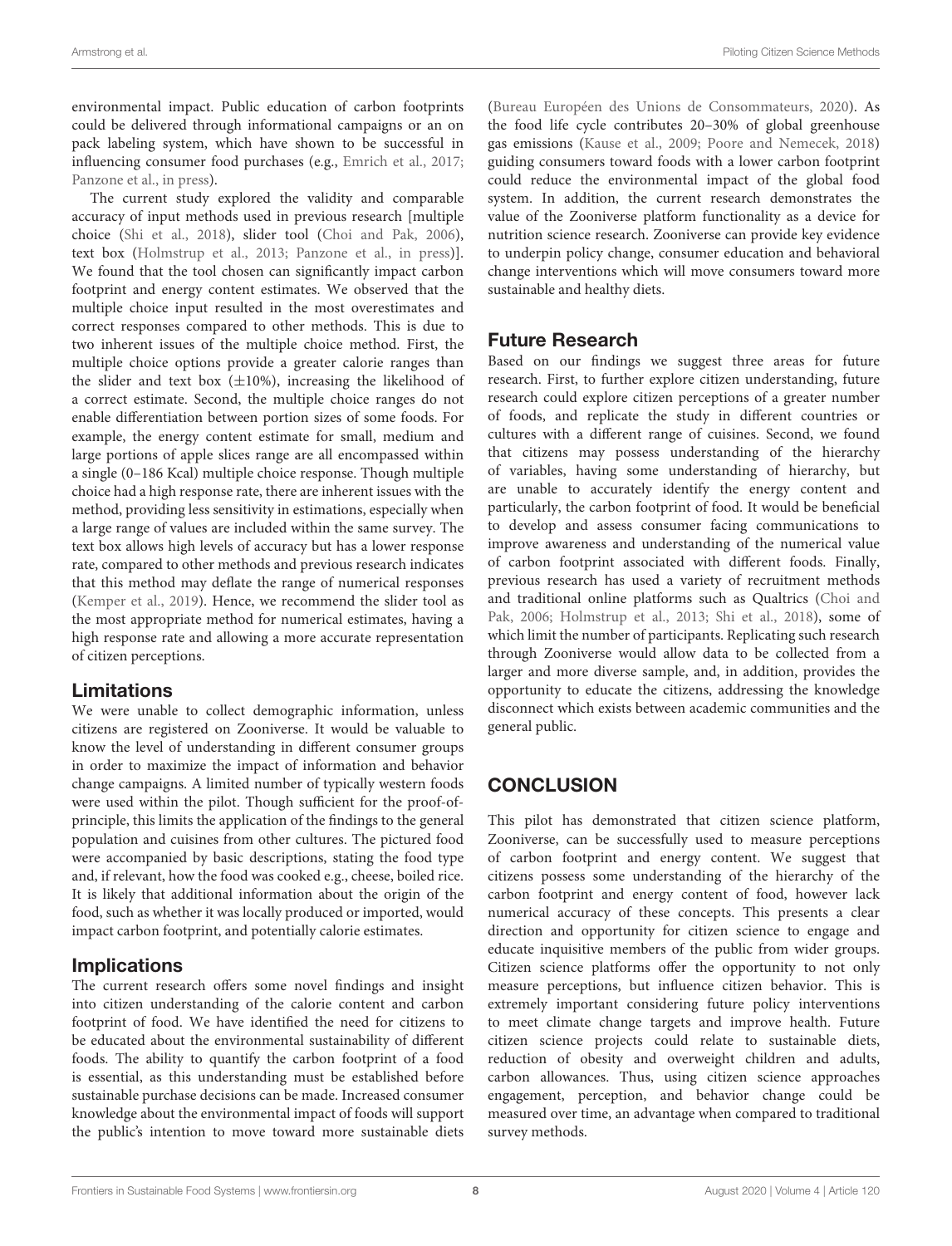environmental impact. Public education of carbon footprints could be delivered through informational campaigns or an on pack labeling system, which have shown to be successful in influencing consumer food purchases (e.g., Emrich et al., 2017; Panzone et al., in press).

The current study explored the validity and comparable accuracy of input methods used in previous research [multiple choice (Shi et al., 2018), slider tool (Choi and Pak, 2006), text box (Holmstrup et al., 2013; Panzone et al., in press)]. We found that the tool chosen can significantly impact carbon footprint and energy content estimates. We observed that the multiple choice input resulted in the most overestimates and correct responses compared to other methods. This is due to two inherent issues of the multiple choice method. First, the multiple choice options provide a greater calorie ranges than the slider and text box (±10%), increasing the likelihood of a correct estimate. Second, the multiple choice ranges do not enable differentiation between portion sizes of some foods. For example, the energy content estimate for small, medium and large portions of apple slices range are all encompassed within a single (0–186 Kcal) multiple choice response. Though multiple choice had a high response rate, there are inherent issues with the method, providing less sensitivity in estimations, especially when a large range of values are included within the same survey. The text box allows high levels of accuracy but has a lower response rate, compared to other methods and previous research indicates that this method may deflate the range of numerical responses (Kemper et al., 2019). Hence, we recommend the slider tool as the most appropriate method for numerical estimates, having a high response rate and allowing a more accurate representation of citizen perceptions.

## Limitations

We were unable to collect demographic information, unless citizens are registered on Zooniverse. It would be valuable to know the level of understanding in different consumer groups in order to maximize the impact of information and behavior change campaigns. A limited number of typically western foods were used within the pilot. Though sufficient for the proof-of-principle, this limits the application of the findings to the general population and cuisines from other cultures. The pictured food were accompanied by basic descriptions, stating the food type and, if relevant, how the food was cooked e.g., cheese, boiled rice. It is likely that additional information about the origin of the food, such as whether it was locally produced or imported, would impact carbon footprint, and potentially calorie estimates.

## Implications

The current research offers some novel findings and insight into citizen understanding of the calorie content and carbon footprint of food. We have identified the need for citizens to be educated about the environmental sustainability of different foods. The ability to quantify the carbon footprint of a food is essential, as this understanding must be established before sustainable purchase decisions can be made. Increased consumer knowledge about the environmental impact of foods will support the public's intention to move toward more sustainable diets (Bureau Européen des Unions de Consommateurs, 2020). As the food life cycle contributes 20–30% of global greenhouse gas emissions (Kause et al., 2009; Poore and Nemecek, 2018) guiding consumers toward foods with a lower carbon footprint could reduce the environmental impact of the global food system. In addition, the current research demonstrates the value of the Zooniverse platform functionality as a device for nutrition science research. Zooniverse can provide key evidence to underpin policy change, consumer education and behavioral change interventions which will move consumers toward more sustainable and healthy diets.

## Future Research

Based on our findings we suggest three areas for future research. First, to further explore citizen understanding, future research could explore citizen perceptions of a greater number of foods, and replicate the study in different countries or cultures with a different range of cuisines. Second, we found that citizens may possess understanding of the hierarchy of variables, having some understanding of hierarchy, but are unable to accurately identify the energy content and particularly, the carbon footprint of food. It would be beneficial to develop and assess consumer facing communications to improve awareness and understanding of the numerical value of carbon footprint associated with different foods. Finally, previous research has used a variety of recruitment methods and traditional online platforms such as Qualtrics (Choi and Pak, 2006; Holmstrup et al., 2013; Shi et al., 2018), some of which limit the number of participants. Replicating such research through Zooniverse would allow data to be collected from a larger and more diverse sample, and, in addition, provides the opportunity to educate the citizens, addressing the knowledge disconnect which exists between academic communities and the general public.

# CONCLUSION

This pilot has demonstrated that citizen science platform, Zooniverse, can be successfully used to measure perceptions of carbon footprint and energy content. We suggest that citizens possess some understanding of the hierarchy of the carbon footprint and energy content of food, however lack numerical accuracy of these concepts. This presents a clear direction and opportunity for citizen science to engage and educate inquisitive members of the public from wider groups. Citizen science platforms offer the opportunity to not only measure perceptions, but influence citizen behavior. This is extremely important considering future policy interventions to meet climate change targets and improve health. Future citizen science projects could relate to sustainable diets, reduction of obesity and overweight children and adults, carbon allowances. Thus, using citizen science approaches engagement, perception, and behavior change could be measured over time, an advantage when compared to traditional survey methods.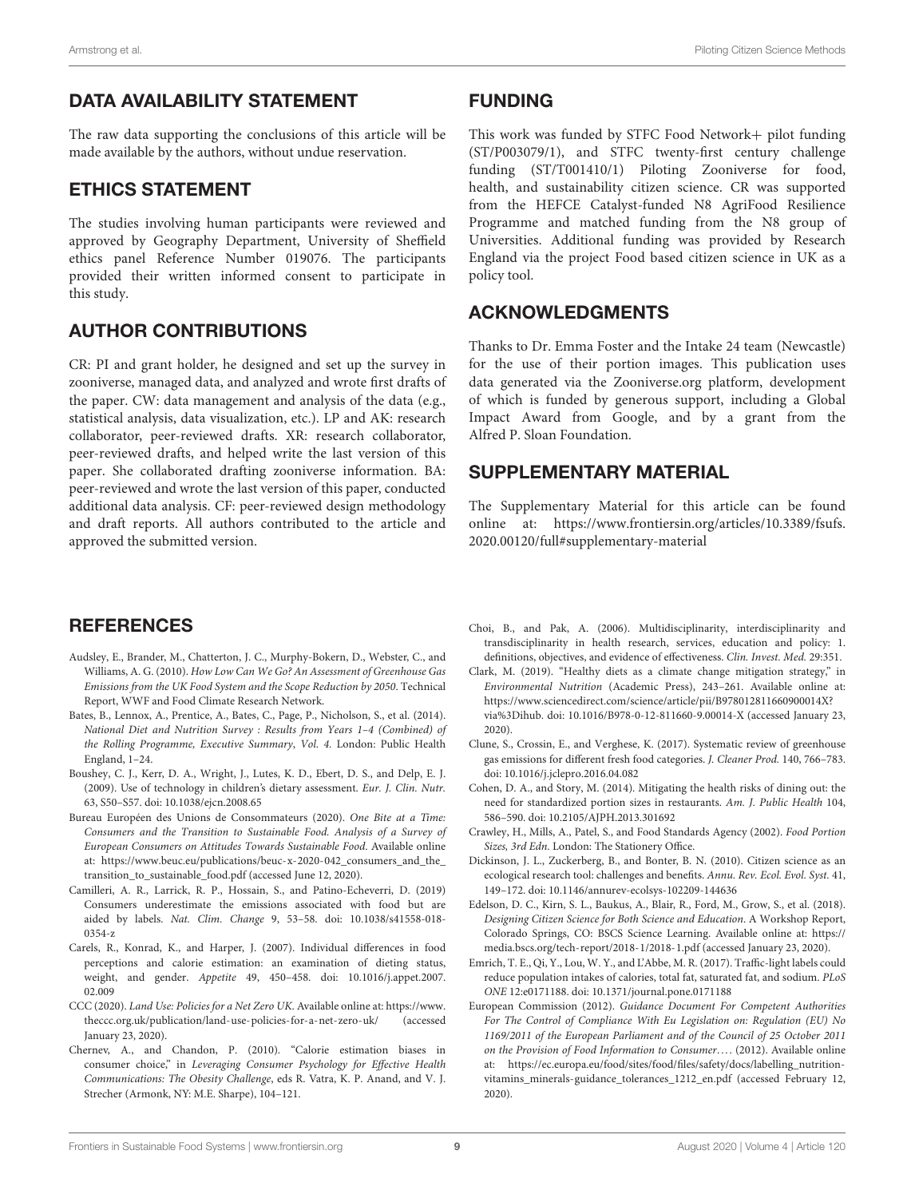## DATA AVAILABILITY STATEMENT

The raw data supporting the conclusions of this article will be made available by the authors, without undue reservation.

## ETHICS STATEMENT

The studies involving human participants were reviewed and approved by Geography Department, University of Sheffield ethics panel Reference Number 019076. The participants provided their written informed consent to participate in this study.

## AUTHOR CONTRIBUTIONS

CR: PI and grant holder, he designed and set up the survey in zooniverse, managed data, and analyzed and wrote first drafts of the paper. CW: data management and analysis of the data (e.g., statistical analysis, data visualization, etc.). LP and AK: research collaborator, peer-reviewed drafts. XR: research collaborator, peer-reviewed drafts, and helped write the last version of this paper. She collaborated drafting zooniverse information. BA: peer-reviewed and wrote the last version of this paper, conducted additional data analysis. CF: peer-reviewed design methodology and draft reports. All authors contributed to the article and approved the submitted version.

## FUNDING

This work was funded by STFC Food Network+ pilot funding (ST/P003079/1), and STFC twenty-first century challenge funding (ST/T001410/1) Piloting Zooniverse for food, health, and sustainability citizen science. CR was supported from the HEFCE Catalyst-funded N8 AgriFood Resilience Programme and matched funding from the N8 group of Universities. Additional funding was provided by Research England via the project Food based citizen science in UK as a policy tool.

## ACKNOWLEDGMENTS

Thanks to Dr. Emma Foster and the Intake 24 team (Newcastle) for the use of their portion images. This publication uses data generated via the Zooniverse.org platform, development of which is funded by generous support, including a Global Impact Award from Google, and by a grant from the Alfred P. Sloan Foundation.

## SUPPLEMENTARY MATERIAL

The Supplementary Material for this article can be found online at: https://www.frontiersin.org/articles/10.3389/fsufs.2020.00120/full#supplementary-material

## REFERENCES

Audsley, E., Brander, M., Chatterton, J. C., Murphy-Bokern, D., Webster, C., and Williams, A. G. (2010). *How Low Can We Go? An Assessment of Greenhouse Gas Emissions from the UK Food System and the Scope Reduction by 2050*. Technical Report, WWF and Food Climate Research Network.

Bates, B., Lennox, A., Prentice, A., Bates, C., Page, P., Nicholson, S., et al. (2014). *National Diet and Nutrition Survey : Results from Years 1–4 (Combined) of the Rolling Programme, Executive Summary*, *Vol. 4.* London: Public Health England, 1–24.

Boushey, C. J., Kerr, D. A., Wright, J., Lutes, K. D., Ebert, D. S., and Delp, E. J. (2009). Use of technology in children's dietary assessment. *Eur. J. Clin. Nutr.* 63, S50–S57. doi: 10.1038/ejcn.2008.65

Bureau Européen des Unions de Consommateurs (2020). *One Bite at a Time: Consumers and the Transition to Sustainable Food. Analysis of a Survey of European Consumers on Attitudes Towards Sustainable Food*. Available online at: https://www.beuc.eu/publications/beuc-x-2020-042_consumers_and_the_transition_to_sustainable_food.pdf (accessed June 12, 2020).

Camilleri, A. R., Larrick, R. P., Hossain, S., and Patino-Echeverri, D. (2019) Consumers underestimate the emissions associated with food but are aided by labels. *Nat. Clim. Change* 9, 53–58. doi: 10.1038/s41558-018-0354-z

Carels, R., Konrad, K., and Harper, J. (2007). Individual differences in food perceptions and calorie estimation: an examination of dieting status, weight, and gender. *Appetite* 49, 450–458. doi: 10.1016/j.appet.2007.02.009

CCC (2020). *Land Use: Policies for a Net Zero UK*. Available online at: https://www.theccc.org.uk/publication/land-use-policies-for-a-net-zero-uk/ (accessed January 23, 2020).

Chernev, A., and Chandon, P. (2010). "Calorie estimation biases in consumer choice," in *Leveraging Consumer Psychology for Effective Health Communications: The Obesity Challenge*, eds R. Vatra, K. P. Anand, and V. J. Strecher (Armonk, NY: M.E. Sharpe), 104–121.

Choi, B., and Pak, A. (2006). Multidisciplinarity, interdisciplinarity and transdisciplinarity in health research, services, education and policy: 1. definitions, objectives, and evidence of effectiveness. *Clin. Invest. Med.* 29:351.

Clark, M. (2019). "Healthy diets as a climate change mitigation strategy," in *Environmental Nutrition* (Academic Press), 243–261. Available online at: https://www.sciencedirect.com/science/article/pii/B978012811660900014X?via%3Dihub. doi: 10.1016/B978-0-12-811660-9.00014-X (accessed January 23, 2020).

Clune, S., Crossin, E., and Verghese, K. (2017). Systematic review of greenhouse gas emissions for different fresh food categories. *J. Cleaner Prod.* 140, 766–783. doi: 10.1016/j.jclepro.2016.04.082

Cohen, D. A., and Story, M. (2014). Mitigating the health risks of dining out: the need for standardized portion sizes in restaurants. *Am. J. Public Health* 104, 586–590. doi: 10.2105/AJPH.2013.301692

Crawley, H., Mills, A., Patel, S., and Food Standards Agency (2002). *Food Portion Sizes, 3rd Edn.* London: The Stationery Office.

Dickinson, J. L., Zuckerberg, B., and Bonter, B. N. (2010). Citizen science as an ecological research tool: challenges and benefits. *Annu. Rev. Ecol. Evol. Syst.* 41, 149–172. doi: 10.1146/annurev-ecolsys-102209-144636

Edelson, D. C., Kirn, S. L., Baukus, A., Blair, R., Ford, M., Grow, S., et al. (2018). *Designing Citizen Science for Both Science and Education*. A Workshop Report, Colorado Springs, CO: BSCS Science Learning. Available online at: https://media.bscs.org/tech-report/2018-1/2018-1.pdf (accessed January 23, 2020).

Emrich, T. E., Qi, Y., Lou, W. Y., and L'Abbe, M. R. (2017). Traffic-light labels could reduce population intakes of calories, total fat, saturated fat, and sodium. *PLoS ONE* 12:e0171188. doi: 10.1371/journal.pone.0171188

European Commission (2012). *Guidance Document For Competent Authorities For The Control of Compliance With Eu Legislation on: Regulation (EU) No 1169/2011 of the European Parliament and of the Council of 25 October 2011 on the Provision of Food Information to Consumer*.... (2012). Available online at: https://ec.europa.eu/food/sites/food/files/safety/docs/labelling_nutrition-vitamins_minerals-guidance_tolerances_1212_en.pdf (accessed February 12, 2020).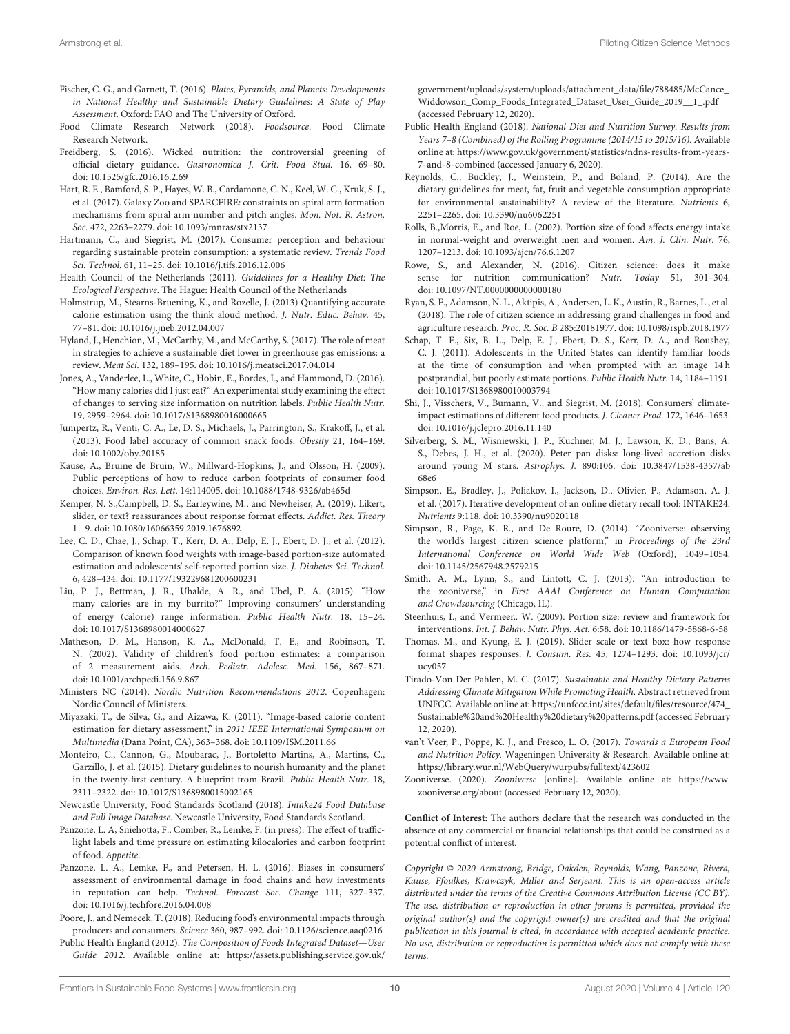Fischer, C. G., and Garnett, T. (2016). *Plates, Pyramids, and Planets: Developments in National Healthy and Sustainable Dietary Guidelines: A State of Play Assessment*. Oxford: FAO and The University of Oxford.

Food Climate Research Network (2018). *Foodsource*. Food Climate Research Network.

Freidberg, S. (2016). Wicked nutrition: the controversial greening of official dietary guidance. *Gastronomica J. Crit. Food Stud.* 16, 69–80. doi: 10.1525/gfc.2016.16.2.69

Hart, R. E., Bamford, S. P., Hayes, W. B., Cardamone, C. N., Keel, W. C., Kruk, S. J., et al. (2017). Galaxy Zoo and SPARCFIRE: constraints on spiral arm formation mechanisms from spiral arm number and pitch angles. *Mon. Not. R. Astron. Soc.* 472, 2263–2279. doi: 10.1093/mnras/stx2137

Hartmann, C., and Siegrist, M. (2017). Consumer perception and behaviour regarding sustainable protein consumption: a systematic review. *Trends Food Sci. Technol.* 61, 11–25. doi: 10.1016/j.tifs.2016.12.006

Health Council of the Netherlands (2011). *Guidelines for a Healthy Diet: The Ecological Perspective*. The Hague: Health Council of the Netherlands

Holmstrup, M., Stearns-Bruening, K., and Rozelle, J. (2013) Quantifying accurate calorie estimation using the think aloud method. *J. Nutr. Educ. Behav.* 45, 77–81. doi: 10.1016/j.jneb.2012.04.007

Hyland, J., Henchion, M., McCarthy, M., and McCarthy, S. (2017). The role of meat in strategies to achieve a sustainable diet lower in greenhouse gas emissions: a review. *Meat Sci.* 132, 189–195. doi: 10.1016/j.meatsci.2017.04.014

Jones, A., Vanderlee, L., White, C., Hobin, E., Bordes, I., and Hammond, D. (2016). "How many calories did I just eat?" An experimental study examining the effect of changes to serving size information on nutrition labels. *Public Health Nutr.* 19, 2959–2964. doi: 10.1017/S1368980016000665

Jumpertz, R., Venti, C. A., Le, D. S., Michaels, J., Parrington, S., Krakoff, J., et al. (2013). Food label accuracy of common snack foods. *Obesity* 21, 164–169. doi: 10.1002/oby.20185

Kause, A., Bruine de Bruin, W., Millward-Hopkins, J., and Olsson, H. (2009). Public perceptions of how to reduce carbon footprints of consumer food choices. *Environ. Res. Lett.* 14:114005. doi: 10.1088/1748-9326/ab465d

Kemper, N. S.,Campbell, D. S., Earleywine, M., and Newheiser, A. (2019). Likert, slider, or text? reassurances about response format effects. *Addict. Res. Theory* 1—9. doi: 10.1080/16066359.2019.1676892

Lee, C. D., Chae, J., Schap, T., Kerr, D. A., Delp, E. J., Ebert, D. J., et al. (2012). Comparison of known food weights with image-based portion-size automated estimation and adolescents' self-reported portion size. *J. Diabetes Sci. Technol.* 6, 428–434. doi: 10.1177/193229681200600231

Liu, P. J., Bettman, J. R., Uhalde, A. R., and Ubel, P. A. (2015). "How many calories are in my burrito?" Improving consumers' understanding of energy (calorie) range information. *Public Health Nutr.* 18, 15–24. doi: 10.1017/S1368980014000627

Matheson, D. M., Hanson, K. A., McDonald, T. E., and Robinson, T. N. (2002). Validity of children's food portion estimates: a comparison of 2 measurement aids. *Arch. Pediatr. Adolesc. Med.* 156, 867–871. doi: 10.1001/archpedi.156.9.867

Ministers NC (2014). *Nordic Nutrition Recommendations 2012*. Copenhagen: Nordic Council of Ministers.

Miyazaki, T., de Silva, G., and Aizawa, K. (2011). "Image-based calorie content estimation for dietary assessment," in *2011 IEEE International Symposium on Multimedia* (Dana Point, CA), 363–368. doi: 10.1109/ISM.2011.66

Monteiro, C., Cannon, G., Moubarac, J., Bortoletto Martins, A., Martins, C., Garzillo, J. et al. (2015). Dietary guidelines to nourish humanity and the planet in the twenty-first century. A blueprint from Brazil. *Public Health Nutr.* 18, 2311–2322. doi: 10.1017/S1368980015002165

Newcastle University, Food Standards Scotland (2018). *Intake24 Food Database and Full Image Database.* Newcastle University, Food Standards Scotland.

Panzone, L. A, Sniehotta, F., Comber, R., Lemke, F. (in press). The effect of traffic-light labels and time pressure on estimating kilocalories and carbon footprint of food. *Appetite*.

Panzone, L. A., Lemke, F., and Petersen, H. L. (2016). Biases in consumers' assessment of environmental damage in food chains and how investments in reputation can help. *Technol. Forecast Soc. Change* 111, 327–337. doi: 10.1016/j.techfore.2016.04.008

Poore, J., and Nemecek, T. (2018). Reducing food's environmental impacts through producers and consumers. *Science* 360, 987–992. doi: 10.1126/science.aaq0216

Public Health England (2012). *The Composition of Foods Integrated Dataset—User Guide 2012*. Available online at: https://assets.publishing.service.gov.uk/government/uploads/system/uploads/attachment_data/file/788485/McCance_Widdowson_Comp_Foods_Integrated_Dataset_User_Guide_2019__1_.pdf (accessed February 12, 2020).

Public Health England (2018). *National Diet and Nutrition Survey. Results from Years 7–8 (Combined) of the Rolling Programme (2014/15 to 2015/16)*. Available online at: https://www.gov.uk/government/statistics/ndns-results-from-years-7-and-8-combined (accessed January 6, 2020).

Reynolds, C., Buckley, J., Weinstein, P., and Boland, P. (2014). Are the dietary guidelines for meat, fat, fruit and vegetable consumption appropriate for environmental sustainability? A review of the literature. *Nutrients* 6, 2251–2265. doi: 10.3390/nu6062251

Rolls, B.,Morris, E., and Roe, L. (2002). Portion size of food affects energy intake in normal-weight and overweight men and women. *Am. J. Clin. Nutr.* 76, 1207–1213. doi: 10.1093/ajcn/76.6.1207

Rowe, S., and Alexander, N. (2016). Citizen science: does it make sense for nutrition communication? *Nutr. Today* 51, 301–304. doi: 10.1097/NT.0000000000000180

Ryan, S. F., Adamson, N. L., Aktipis, A., Andersen, L. K., Austin, R., Barnes, L., et al. (2018). The role of citizen science in addressing grand challenges in food and agriculture research. *Proc. R. Soc. B* 285:20181977. doi: 10.1098/rspb.2018.1977

Schap, T. E., Six, B. L., Delp, E. J., Ebert, D. S., Kerr, D. A., and Boushey, C. J. (2011). Adolescents in the United States can identify familiar foods at the time of consumption and when prompted with an image 14 h postprandial, but poorly estimate portions. *Public Health Nutr.* 14, 1184–1191. doi: 10.1017/S1368980010003794

Shi, J., Visschers, V., Bumann, V., and Siegrist, M. (2018). Consumers' climate-impact estimations of different food products. *J. Cleaner Prod.* 172, 1646–1653. doi: 10.1016/j.jclepro.2016.11.140

Silverberg, S. M., Wisniewski, J. P., Kuchner, M. J., Lawson, K. D., Bans, A. S., Debes, J. H., et al. (2020). Peter pan disks: long-lived accretion disks around young M stars. *Astrophys. J.* 890:106. doi: 10.3847/1538-4357/ab68e6

Simpson, E., Bradley, J., Poliakov, I., Jackson, D., Olivier, P., Adamson, A. J. et al. (2017). Iterative development of an online dietary recall tool: INTAKE24. *Nutrients* 9:118. doi: 10.3390/nu9020118

Simpson, R., Page, K. R., and De Roure, D. (2014). "Zooniverse: observing the world's largest citizen science platform," in *Proceedings of the 23rd International Conference on World Wide Web* (Oxford), 1049–1054. doi: 10.1145/2567948.2579215

Smith, A. M., Lynn, S., and Lintott, C. J. (2013). "An introduction to the zooniverse," in *First AAAI Conference on Human Computation and Crowdsourcing* (Chicago, IL).

Steenhuis, I., and Vermeer,. W. (2009). Portion size: review and framework for interventions. *Int. J. Behav. Nutr. Phys. Act.* 6:58. doi: 10.1186/1479-5868-6-58

Thomas, M., and Kyung, E. J. (2019). Slider scale or text box: how response format shapes responses. *J. Consum. Res.* 45, 1274–1293. doi: 10.1093/jcr/ucy057

Tirado-Von Der Pahlen, M. C. (2017). *Sustainable and Healthy Dietary Patterns Addressing Climate Mitigation While Promoting Health*. Abstract retrieved from UNFCC. Available online at: https://unfccc.int/sites/default/files/resource/474_Sustainable%20and%20Healthy%20dietary%20patterns.pdf (accessed February 12, 2020).

van't Veer, P., Poppe, K. J., and Fresco, L. O. (2017). *Towards a European Food and Nutrition Policy.* Wageningen University & Research. Available online at: https://library.wur.nl/WebQuery/wurpubs/fulltext/423602

Zooniverse. (2020). *Zooniverse* [online]. Available online at: https://www.zooniverse.org/about (accessed February 12, 2020).

**Conflict of Interest:** The authors declare that the research was conducted in the absence of any commercial or financial relationships that could be construed as a potential conflict of interest.

*Copyright © 2020 Armstrong, Bridge, Oakden, Reynolds, Wang, Panzone, Rivera, Kause, Ffoulkes, Krawczyk, Miller and Serjeant. This is an open-access article distributed under the terms of the Creative Commons Attribution License (CC BY). The use, distribution or reproduction in other forums is permitted, provided the original author(s) and the copyright owner(s) are credited and that the original publication in this journal is cited, in accordance with accepted academic practice. No use, distribution or reproduction is permitted which does not comply with these terms.*